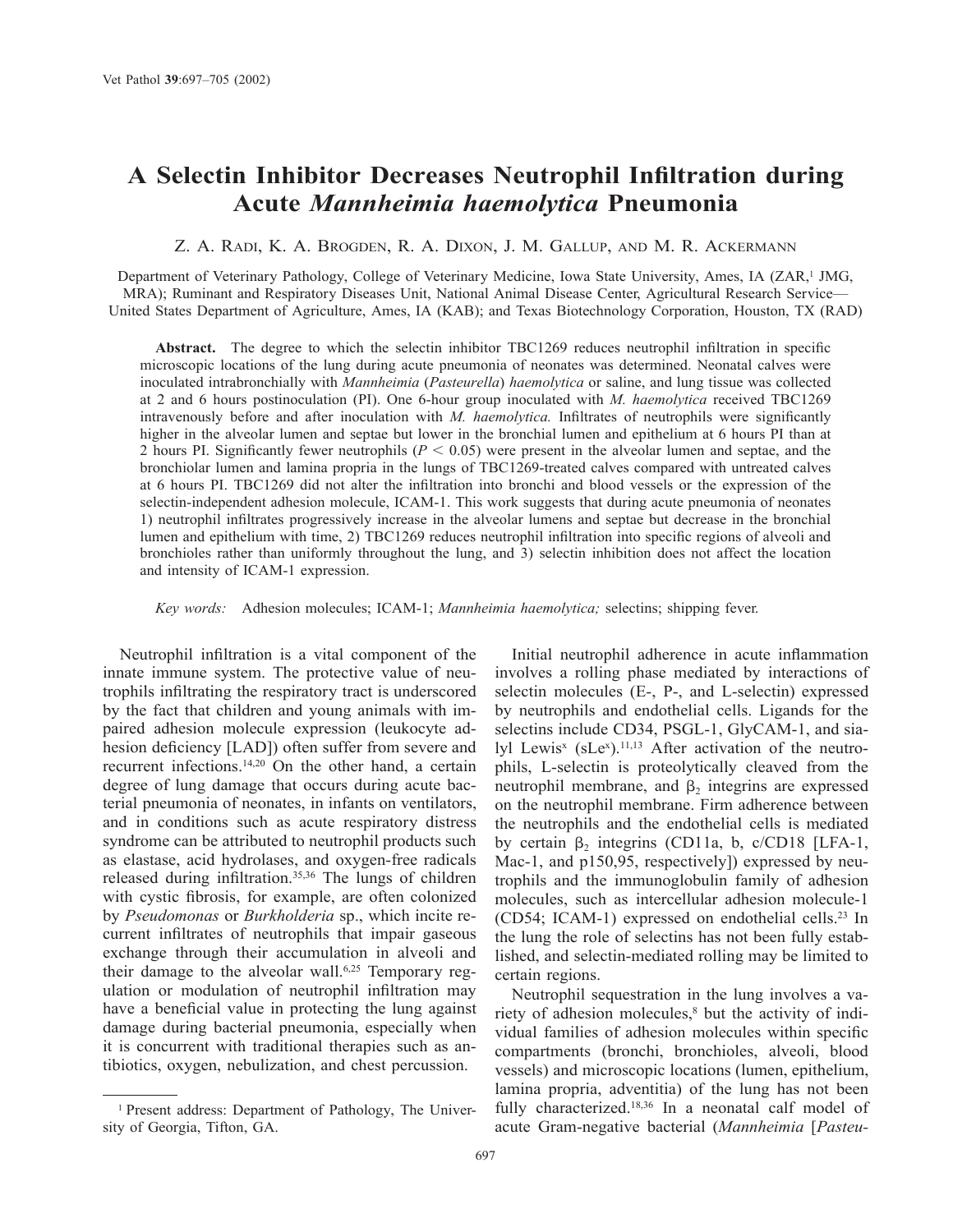# A Selectin Inhibitor Decreases Neutrophil Infiltration during Acute *Mannheimia haemolytica* Pneumonia

Z. A. Radi, K. A. Brogden, R. A. Dixon, J. M. Gallup, and M. R. Ackermann

Department of Veterinary Pathology, College of Veterinary Medicine, Iowa State University, Ames, IA (ZAR,[1] JMG, MRA); Ruminant and Respiratory Diseases Unit, National Animal Disease Center, Agricultural Research Service—United States Department of Agriculture, Ames, IA (KAB); and Texas Biotechnology Corporation, Houston, TX (RAD)

**Abstract.** The degree to which the selectin inhibitor TBC1269 reduces neutrophil infiltration in specific microscopic locations of the lung during acute pneumonia of neonates was determined. Neonatal calves were inoculated intrabronchially with *Mannheimia* (*Pasteurella*) *haemolytica* or saline, and lung tissue was collected at 2 and 6 hours postinoculation (PI). One 6-hour group inoculated with *M. haemolytica* received TBC1269 intravenously before and after inoculation with *M. haemolytica.* Infiltrates of neutrophils were significantly higher in the alveolar lumen and septae but lower in the bronchial lumen and epithelium at 6 hours PI than at 2 hours PI. Significantly fewer neutrophils ($P < 0.05$) were present in the alveolar lumen and septae, and the bronchiolar lumen and lamina propria in the lungs of TBC1269-treated calves compared with untreated calves at 6 hours PI. TBC1269 did not alter the infiltration into bronchi and blood vessels or the expression of the selectin-independent adhesion molecule, ICAM-1. This work suggests that during acute pneumonia of neonates 1) neutrophil infiltrates progressively increase in the alveolar lumens and septae but decrease in the bronchial lumen and epithelium with time, 2) TBC1269 reduces neutrophil infiltration into specific regions of alveoli and bronchioles rather than uniformly throughout the lung, and 3) selectin inhibition does not affect the location and intensity of ICAM-1 expression.

*Key words:* Adhesion molecules; ICAM-1; *Mannheimia haemolytica;* selectins; shipping fever.

Neutrophil infiltration is a vital component of the innate immune system. The protective value of neutrophils infiltrating the respiratory tract is underscored by the fact that children and young animals with impaired adhesion molecule expression (leukocyte adhesion deficiency [LAD]) often suffer from severe and recurrent infections.[14,20] On the other hand, a certain degree of lung damage that occurs during acute bacterial pneumonia of neonates, in infants on ventilators, and in conditions such as acute respiratory distress syndrome can be attributed to neutrophil products such as elastase, acid hydrolases, and oxygen-free radicals released during infiltration.[35,36] The lungs of children with cystic fibrosis, for example, are often colonized by *Pseudomonas* or *Burkholderia* sp., which incite recurrent infiltrates of neutrophils that impair gaseous exchange through their accumulation in alveoli and their damage to the alveolar wall.[6,25] Temporary regulation or modulation of neutrophil infiltration may have a beneficial value in protecting the lung against damage during bacterial pneumonia, especially when it is concurrent with traditional therapies such as antibiotics, oxygen, nebulization, and chest percussion.

Initial neutrophil adherence in acute inflammation involves a rolling phase mediated by interactions of selectin molecules (E-, P-, and L-selectin) expressed by neutrophils and endothelial cells. Ligands for the selectins include CD34, PSGL-1, GlyCAM-1, and sialyl Lewis$^x$ (sLe$^x$).[11,13] After activation of the neutrophils, L-selectin is proteolytically cleaved from the neutrophil membrane, and $\beta_2$ integrins are expressed on the neutrophil membrane. Firm adherence between the neutrophils and the endothelial cells is mediated by certain $\beta_2$ integrins (CD11a, b, c/CD18 [LFA-1, Mac-1, and p150,95, respectively]) expressed by neutrophils and the immunoglobulin family of adhesion molecules, such as intercellular adhesion molecule-1 (CD54; ICAM-1) expressed on endothelial cells.[23] In the lung the role of selectins has not been fully established, and selectin-mediated rolling may be limited to certain regions.

Neutrophil sequestration in the lung involves a variety of adhesion molecules,[8] but the activity of individual families of adhesion molecules within specific compartments (bronchi, bronchioles, alveoli, blood vessels) and microscopic locations (lumen, epithelium, lamina propria, adventitia) of the lung has not been fully characterized.[18,36] In a neonatal calf model of acute Gram-negative bacterial (*Mannheimia* [*Pasteu-*

[1] Present address: Department of Pathology, The University of Georgia, Tifton, GA.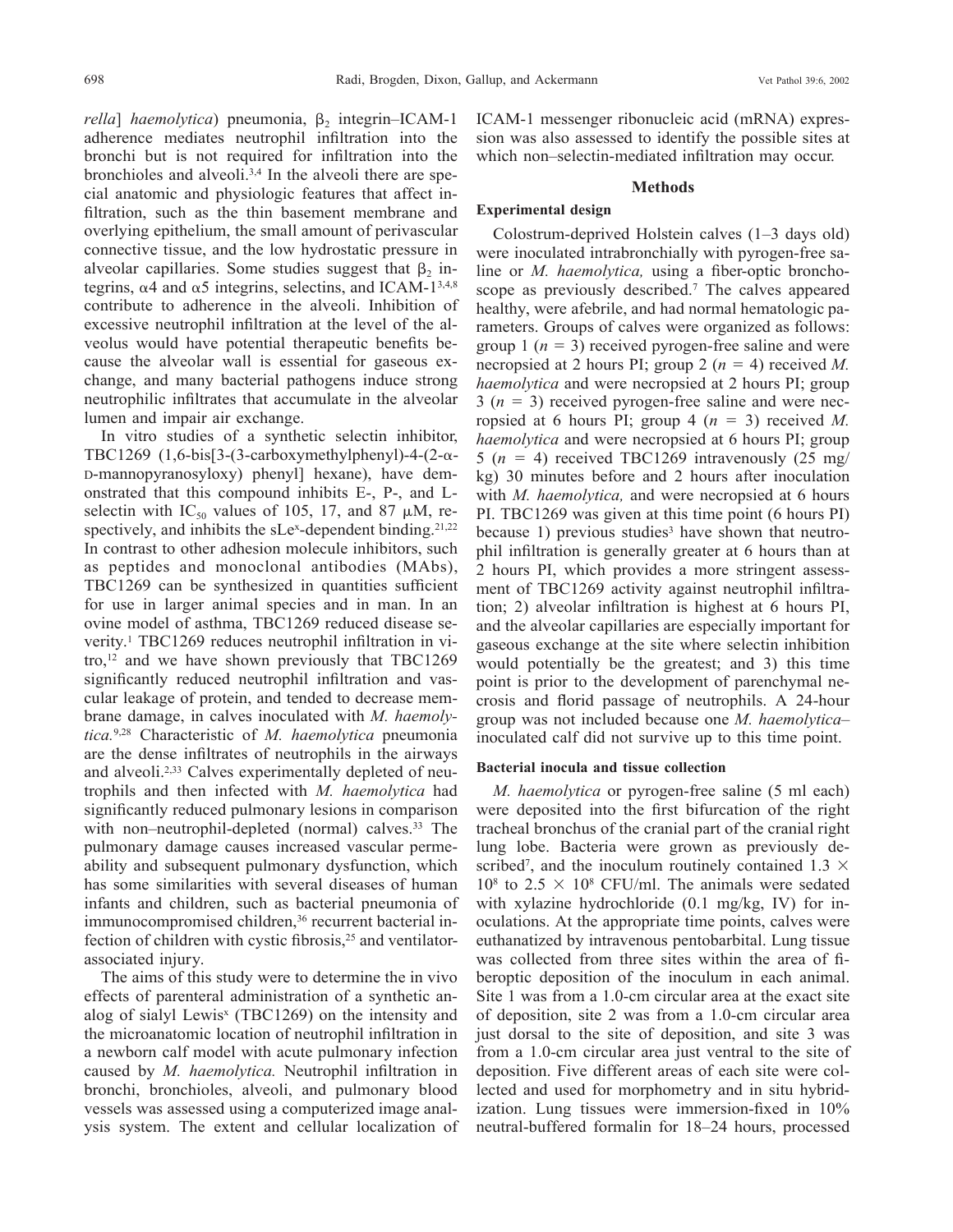*rella*] *haemolytica*) pneumonia, $\beta_2$ integrin–ICAM-1 adherence mediates neutrophil infiltration into the bronchi but is not required for infiltration into the bronchioles and alveoli.[3,4] In the alveoli there are special anatomic and physiologic features that affect infiltration, such as the thin basement membrane and overlying epithelium, the small amount of perivascular connective tissue, and the low hydrostatic pressure in alveolar capillaries. Some studies suggest that $\beta_2$ integrins, $\alpha 4$ and $\alpha 5$ integrins, selectins, and ICAM-1[3,4,8] contribute to adherence in the alveoli. Inhibition of excessive neutrophil infiltration at the level of the alveolus would have potential therapeutic benefits because the alveolar wall is essential for gaseous exchange, and many bacterial pathogens induce strong neutrophilic infiltrates that accumulate in the alveolar lumen and impair air exchange.

In vitro studies of a synthetic selectin inhibitor, TBC1269 (1,6-bis[3-(3-carboxymethylphenyl)-4-(2-α-D-mannopyranosyloxy) phenyl] hexane), have demonstrated that this compound inhibits E-, P-, and L-selectin with $IC_{50}$ values of 105, 17, and 87 μM, respectively, and inhibits the $sLe^x$-dependent binding.[21,22] In contrast to other adhesion molecule inhibitors, such as peptides and monoclonal antibodies (MAbs), TBC1269 can be synthesized in quantities sufficient for use in larger animal species and in man. In an ovine model of asthma, TBC1269 reduced disease severity.[1] TBC1269 reduces neutrophil infiltration in vitro,[12] and we have shown previously that TBC1269 significantly reduced neutrophil infiltration and vascular leakage of protein, and tended to decrease membrane damage, in calves inoculated with *M. haemolytica.*[9,28] Characteristic of *M. haemolytica* pneumonia are the dense infiltrates of neutrophils in the airways and alveoli.[2,33] Calves experimentally depleted of neutrophils and then infected with *M. haemolytica* had significantly reduced pulmonary lesions in comparison with non–neutrophil-depleted (normal) calves.[33] The pulmonary damage causes increased vascular permeability and subsequent pulmonary dysfunction, which has some similarities with several diseases of human infants and children, such as bacterial pneumonia of immunocompromised children,[36] recurrent bacterial infection of children with cystic fibrosis,[25] and ventilator-associated injury.

The aims of this study were to determine the in vivo effects of parenteral administration of a synthetic analog of sialyl Lewis$^x$ (TBC1269) on the intensity and the microanatomic location of neutrophil infiltration in a newborn calf model with acute pulmonary infection caused by *M. haemolytica.* Neutrophil infiltration in bronchi, bronchioles, alveoli, and pulmonary blood vessels was assessed using a computerized image analysis system. The extent and cellular localization of ICAM-1 messenger ribonucleic acid (mRNA) expression was also assessed to identify the possible sites at which non–selectin-mediated infiltration may occur.

## Methods

### Experimental design

Colostrum-deprived Holstein calves (1–3 days old) were inoculated intrabronchially with pyrogen-free saline or *M. haemolytica,* using a fiber-optic bronchoscope as previously described.[7] The calves appeared healthy, were afebrile, and had normal hematologic parameters. Groups of calves were organized as follows: group 1 ($n = 3$) received pyrogen-free saline and were necropsied at 2 hours PI; group 2 ($n = 4$) received *M. haemolytica* and were necropsied at 2 hours PI; group 3 ($n = 3$) received pyrogen-free saline and were necropsied at 6 hours PI; group 4 ($n = 3$) received *M. haemolytica* and were necropsied at 6 hours PI; group 5 ($n = 4$) received TBC1269 intravenously (25 mg/kg) 30 minutes before and 2 hours after inoculation with *M. haemolytica,* and were necropsied at 6 hours PI. TBC1269 was given at this time point (6 hours PI) because 1) previous studies[3] have shown that neutrophil infiltration is generally greater at 6 hours than at 2 hours PI, which provides a more stringent assessment of TBC1269 activity against neutrophil infiltration; 2) alveolar infiltration is highest at 6 hours PI, and the alveolar capillaries are especially important for gaseous exchange at the site where selectin inhibition would potentially be the greatest; and 3) this time point is prior to the development of parenchymal necrosis and florid passage of neutrophils. A 24-hour group was not included because one *M. haemolytica*–inoculated calf did not survive up to this time point.

### Bacterial inocula and tissue collection

*M. haemolytica* or pyrogen-free saline (5 ml each) were deposited into the first bifurcation of the right tracheal bronchus of the cranial part of the cranial right lung lobe. Bacteria were grown as previously described[7], and the inoculum routinely contained $1.3 \times 10^8$ to $2.5 \times 10^8$ CFU/ml. The animals were sedated with xylazine hydrochloride (0.1 mg/kg, IV) for inoculations. At the appropriate time points, calves were euthanatized by intravenous pentobarbital. Lung tissue was collected from three sites within the area of fiberoptic deposition of the inoculum in each animal. Site 1 was from a 1.0-cm circular area at the exact site of deposition, site 2 was from a 1.0-cm circular area just dorsal to the site of deposition, and site 3 was from a 1.0-cm circular area just ventral to the site of deposition. Five different areas of each site were collected and used for morphometry and in situ hybridization. Lung tissues were immersion-fixed in 10% neutral-buffered formalin for 18–24 hours, processed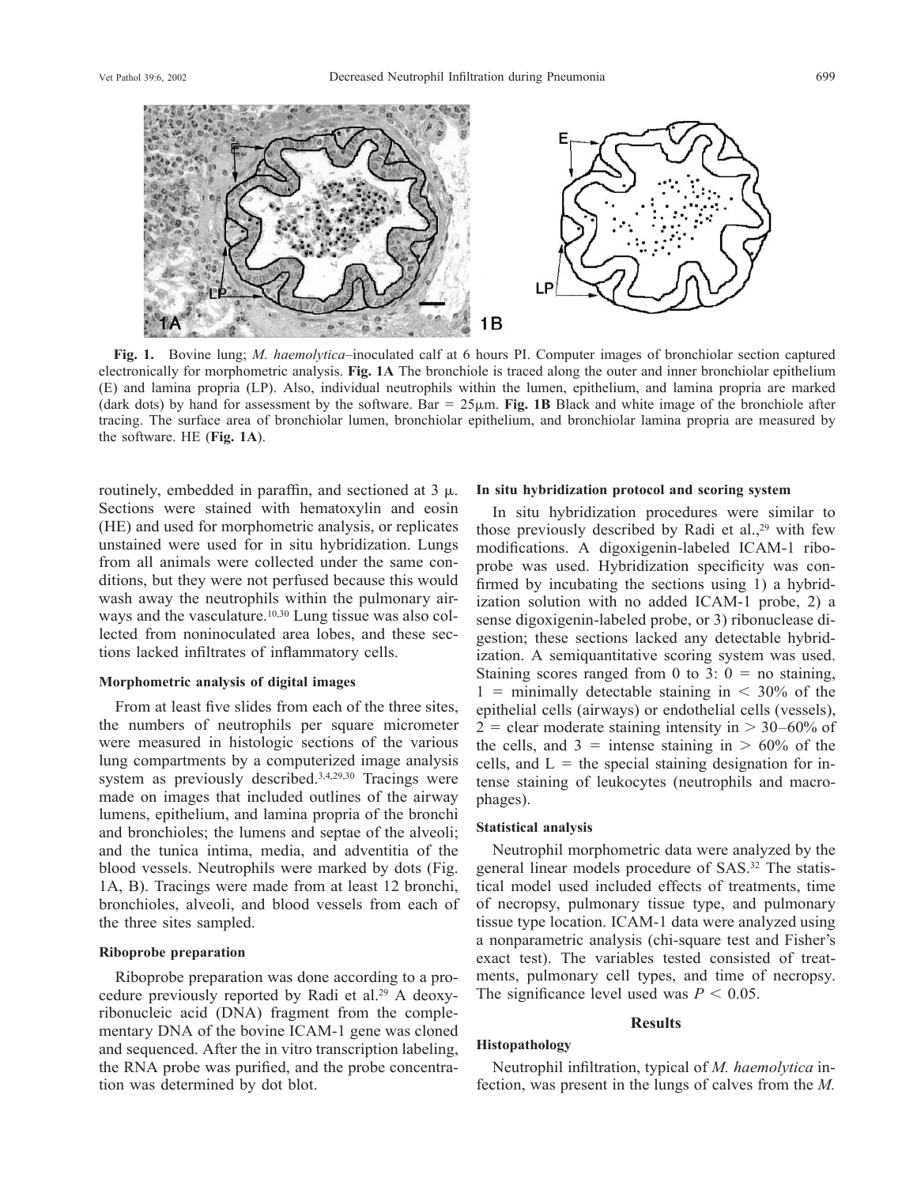**Fig. 1.** Bovine lung; *M. haemolytica*–inoculated calf at 6 hours PI. Computer images of bronchiolar section captured electronically for morphometric analysis. **Fig. 1A** The bronchiole is traced along the outer and inner bronchiolar epithelium (E) and lamina propria (LP). Also, individual neutrophils within the lumen, epithelium, and lamina propria are marked (dark dots) by hand for assessment by the software. Bar = 25μm. **Fig. 1B** Black and white image of the bronchiole after tracing. The surface area of bronchiolar lumen, bronchiolar epithelium, and bronchiolar lamina propria are measured by the software. HE (**Fig. 1A**).

routinely, embedded in paraffin, and sectioned at 3 μ. Sections were stained with hematoxylin and eosin (HE) and used for morphometric analysis, or replicates unstained were used for in situ hybridization. Lungs from all animals were collected under the same conditions, but they were not perfused because this would wash away the neutrophils within the pulmonary airways and the vasculature.[10,30] Lung tissue was also collected from noninoculated area lobes, and these sections lacked infiltrates of inflammatory cells.

### Morphometric analysis of digital images

From at least five slides from each of the three sites, the numbers of neutrophils per square micrometer were measured in histologic sections of the various lung compartments by a computerized image analysis system as previously described.[3,4,29,30] Tracings were made on images that included outlines of the airway lumens, epithelium, and lamina propria of the bronchi and bronchioles; the lumens and septae of the alveoli; and the tunica intima, media, and adventitia of the blood vessels. Neutrophils were marked by dots (Fig. 1A, B). Tracings were made from at least 12 bronchi, bronchioles, alveoli, and blood vessels from each of the three sites sampled.

### Riboprobe preparation

Riboprobe preparation was done according to a procedure previously reported by Radi et al.[29] A deoxyribonucleic acid (DNA) fragment from the complementary DNA of the bovine ICAM-1 gene was cloned and sequenced. After the in vitro transcription labeling, the RNA probe was purified, and the probe concentration was determined by dot blot.

### In situ hybridization protocol and scoring system

In situ hybridization procedures were similar to those previously described by Radi et al.,[29] with few modifications. A digoxigenin-labeled ICAM-1 riboprobe was used. Hybridization specificity was confirmed by incubating the sections using 1) a hybridization solution with no added ICAM-1 probe, 2) a sense digoxigenin-labeled probe, or 3) ribonuclease digestion; these sections lacked any detectable hybridization. A semiquantitative scoring system was used. Staining scores ranged from 0 to 3: 0 = no staining, 1 = minimally detectable staining in < 30% of the epithelial cells (airways) or endothelial cells (vessels), 2 = clear moderate staining intensity in > 30–60% of the cells, and 3 = intense staining in > 60% of the cells, and L = the special staining designation for intense staining of leukocytes (neutrophils and macrophages).

### Statistical analysis

Neutrophil morphometric data were analyzed by the general linear models procedure of SAS.[32] The statistical model used included effects of treatments, time of necropsy, pulmonary tissue type, and pulmonary tissue type location. ICAM-1 data were analyzed using a nonparametric analysis (chi-square test and Fisher's exact test). The variables tested consisted of treatments, pulmonary cell types, and time of necropsy. The significance level used was $P < 0.05$.

## Results

### Histopathology

Neutrophil infiltration, typical of *M. haemolytica* infection, was present in the lungs of calves from the *M.*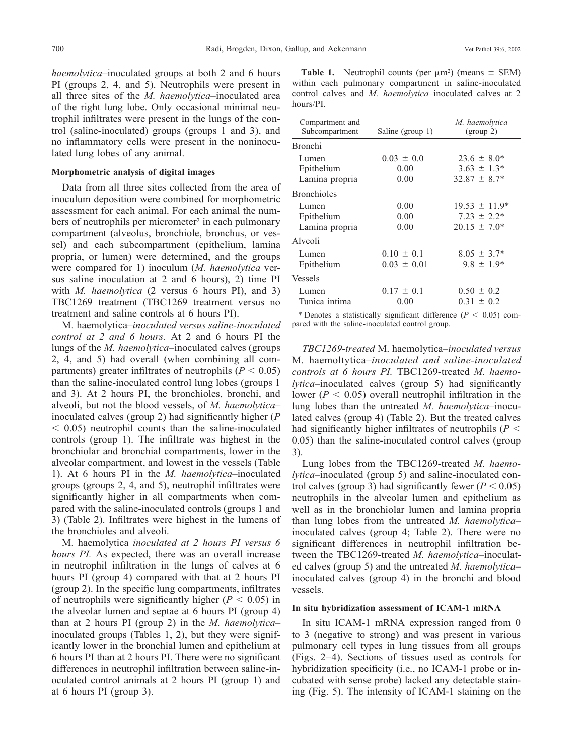*haemolytica*–inoculated groups at both 2 and 6 hours PI (groups 2, 4, and 5). Neutrophils were present in all three sites of the *M. haemolytica*–inoculated area of the right lung lobe. Only occasional minimal neutrophil infiltrates were present in the lungs of the control (saline-inoculated) groups (groups 1 and 3), and no inflammatory cells were present in the noninoculated lung lobes of any animal.

#### Morphometric analysis of digital images

Data from all three sites collected from the area of inoculum deposition were combined for morphometric assessment for each animal. For each animal the numbers of neutrophils per micrometer$^2$ in each pulmonary compartment (alveolus, bronchiole, bronchus, or vessel) and each subcompartment (epithelium, lamina propria, or lumen) were determined, and the groups were compared for 1) inoculum (*M. haemolytica* versus saline inoculation at 2 and 6 hours), 2) time PI with *M. haemolytica* (2 versus 6 hours PI), and 3) TBC1269 treatment (TBC1269 treatment versus no treatment and saline controls at 6 hours PI).

*M. haemolytica–inoculated versus saline-inoculated control at 2 and 6 hours.* At 2 and 6 hours PI the lungs of the *M. haemolytica*–inoculated calves (groups 2, 4, and 5) had overall (when combining all compartments) greater infiltrates of neutrophils ($P < 0.05$) than the saline-inoculated control lung lobes (groups 1 and 3). At 2 hours PI, the bronchioles, bronchi, and alveoli, but not the blood vessels, of *M. haemolytica*–inoculated calves (group 2) had significantly higher ($P < 0.05$) neutrophil counts than the saline-inoculated controls (group 1). The infiltrate was highest in the bronchiolar and bronchial compartments, lower in the alveolar compartment, and lowest in the vessels (Table 1). At 6 hours PI in the *M. haemolytica*–inoculated groups (groups 2, 4, and 5), neutrophil infiltrates were significantly higher in all compartments when compared with the saline-inoculated controls (groups 1 and 3) (Table 2). Infiltrates were highest in the lumens of the bronchioles and alveoli.

*M. haemolytica inoculated at 2 hours PI versus 6 hours PI.* As expected, there was an overall increase in neutrophil infiltration in the lungs of calves at 6 hours PI (group 4) compared with that at 2 hours PI (group 2). In the specific lung compartments, infiltrates of neutrophils were significantly higher ($P < 0.05$) in the alveolar lumen and septae at 6 hours PI (group 4) than at 2 hours PI (group 2) in the *M. haemolytica*–inoculated groups (Tables 1, 2), but they were significantly lower in the bronchial lumen and epithelium at 6 hours PI than at 2 hours PI. There were no significant differences in neutrophil infiltration between saline-inoculated control animals at 2 hours PI (group 1) and at 6 hours PI (group 3).

**Table 1.** Neutrophil counts (per μm$^2$) (means ± SEM) within each pulmonary compartment in saline-inoculated control calves and *M. haemolytica*–inoculated calves at 2 hours/PI.

| Compartment and Subcompartment | Saline (group 1) | *M. haemolytica* (group 2) |
|---|---|---|
| Bronchi | | |
| Lumen | 0.03 ± 0.0 | 23.6 ± 8.0* |
| Epithelium | 0.00 | 3.63 ± 1.3* |
| Lamina propria | 0.00 | 32.87 ± 8.7* |
| Bronchioles | | |
| Lumen | 0.00 | 19.53 ± 11.9* |
| Epithelium | 0.00 | 7.23 ± 2.2* |
| Lamina propria | 0.00 | 20.15 ± 7.0* |
| Alveoli | | |
| Lumen | 0.10 ± 0.1 | 8.05 ± 3.7* |
| Epithelium | 0.03 ± 0.01 | 9.8 ± 1.9* |
| Vessels | | |
| Lumen | 0.17 ± 0.1 | 0.50 ± 0.2 |
| Tunica intima | 0.00 | 0.31 ± 0.2 |

\* Denotes a statistically significant difference ($P < 0.05$) compared with the saline-inoculated control group.

*TBC1269-treated* M. haemolytica*–inoculated versus* M. haemoltytica*–inoculated and saline-inoculated controls at 6 hours PI.* TBC1269-treated *M. haemolytica*–inoculated calves (group 5) had significantly lower ($P < 0.05$) overall neutrophil infiltration in the lung lobes than the untreated *M. haemolytica*–inoculated calves (group 4) (Table 2). But the treated calves had significantly higher infiltrates of neutrophils ($P < 0.05$) than the saline-inoculated control calves (group 3).

Lung lobes from the TBC1269-treated *M. haemolytica*–inoculated (group 5) and saline-inoculated control calves (group 3) had significantly fewer ($P < 0.05$) neutrophils in the alveolar lumen and epithelium as well as in the bronchiolar lumen and lamina propria than lung lobes from the untreated *M. haemolytica*–inoculated calves (group 4; Table 2). There were no significant differences in neutrophil infiltration between the TBC1269-treated *M. haemolytica*–inoculated calves (group 5) and the untreated *M. haemolytica*–inoculated calves (group 4) in the bronchi and blood vessels.

#### In situ hybridization assessment of ICAM-1 mRNA

In situ ICAM-1 mRNA expression ranged from 0 to 3 (negative to strong) and was present in various pulmonary cell types in lung tissues from all groups (Figs. 2–4). Sections of tissues used as controls for hybridization specificity (i.e., no ICAM-1 probe or incubated with sense probe) lacked any detectable staining (Fig. 5). The intensity of ICAM-1 staining on the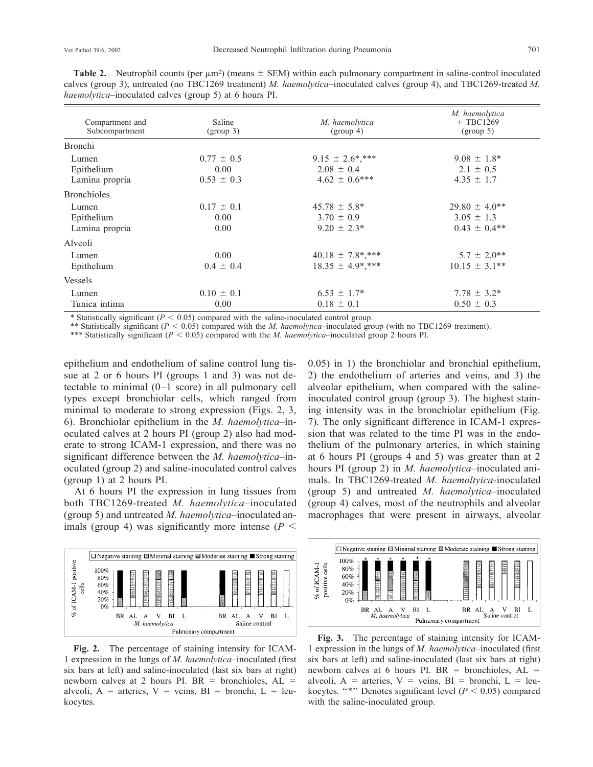**Table 2.** Neutrophil counts (per $\mu m^2$) (means ± SEM) within each pulmonary compartment in saline-control inoculated calves (group 3), untreated (no TBC1269 treatment) *M. haemolytica*–inoculated calves (group 4), and TBC1269-treated *M. haemolytica*–inoculated calves (group 5) at 6 hours PI.

| Compartment and Subcompartment | Saline (group 3) | *M. haemolytica* (group 4) | *M. haemolytica* + TBC1269 (group 5) |
|---|---|---|---|
| Bronchi | | | |
| Lumen | 0.77 ± 0.5 | 9.15 ± 2.6*,*** | 9.08 ± 1.8* |
| Epithelium | 0.00 | 2.08 ± 0.4 | 2.1 ± 0.5 |
| Lamina propria | 0.53 ± 0.3 | 4.62 ± 0.6*** | 4.35 ± 1.7 |
| Bronchioles | | | |
| Lumen | 0.17 ± 0.1 | 45.78 ± 5.8* | 29.80 ± 4.0** |
| Epithelium | 0.00 | 3.70 ± 0.9 | 3.05 ± 1.3 |
| Lamina propria | 0.00 | 9.20 ± 2.3* | 0.43 ± 0.4** |
| Alveoli | | | |
| Lumen | 0.00 | 40.18 ± 7.8*,*** | 5.7 ± 2.0** |
| Epithelium | 0.4 ± 0.4 | 18.35 ± 4.9*,*** | 10.15 ± 3.1** |
| Vessels | | | |
| Lumen | 0.10 ± 0.1 | 6.53 ± 1.7* | 7.78 ± 3.2* |
| Tunica intima | 0.00 | 0.18 ± 0.1 | 0.50 ± 0.3 |

\* Statistically significant ($P < 0.05$) compared with the saline-inoculated control group.

\*\* Statistically significant ($P < 0.05$) compared with the *M. haemolytica*–inoculated group (with no TBC1269 treatment).

\*\*\* Statistically significant ($P < 0.05$) compared with the *M. haemolytica*–inoculated group 2 hours PI.

epithelium and endothelium of saline control lung tissue at 2 or 6 hours PI (groups 1 and 3) was not detectable to minimal (0–1 score) in all pulmonary cell types except bronchiolar cells, which ranged from minimal to moderate to strong expression (Figs. 2, 3, 6). Bronchiolar epithelium in the *M. haemolytica*–inoculated calves at 2 hours PI (group 2) also had moderate to strong ICAM-1 expression, and there was no significant difference between the *M. haemolytica*–inoculated (group 2) and saline-inoculated control calves (group 1) at 2 hours PI.

At 6 hours PI the expression in lung tissues from both TBC1269-treated *M. haemolytica*–inoculated (group 5) and untreated *M. haemolytica*–inoculated animals (group 4) was significantly more intense ($P < 0.05$) in 1) the bronchiolar and bronchial epithelium, 2) the endothelium of arteries and veins, and 3) the alveolar epithelium, when compared with the saline-inoculated control group (group 3). The highest staining intensity was in the bronchiolar epithelium (Fig. 7). The only significant difference in ICAM-1 expression that was related to the time PI was in the endothelium of the pulmonary arteries, in which staining at 6 hours PI (groups 4 and 5) was greater than at 2 hours PI (group 2) in *M. haemolytica*–inoculated animals. In TBC1269-treated *M. haemoltyica*-inoculated (group 5) and untreated *M. haemolytica*–inoculated (group 4) calves, most of the neutrophils and alveolar macrophages that were present in airways, alveolar

**Fig. 2.** The percentage of staining intensity for ICAM-1 expression in the lungs of *M. haemolytica*–inoculated (first six bars at left) and saline-inoculated (last six bars at right) newborn calves at 2 hours PI. BR = bronchioles, AL = alveoli, A = arteries, V = veins, BI = bronchi, L = leukocytes.

**Fig. 3.** The percentage of staining intensity for ICAM-1 expression in the lungs of *M. haemolytica*–inoculated (first six bars at left) and saline-inoculated (last six bars at right) newborn calves at 6 hours PI. BR = bronchioles, AL = alveoli, A = arteries, V = veins, BI = bronchi, L = leukocytes. "*" Denotes significant level ($P < 0.05$) compared with the saline-inoculated group.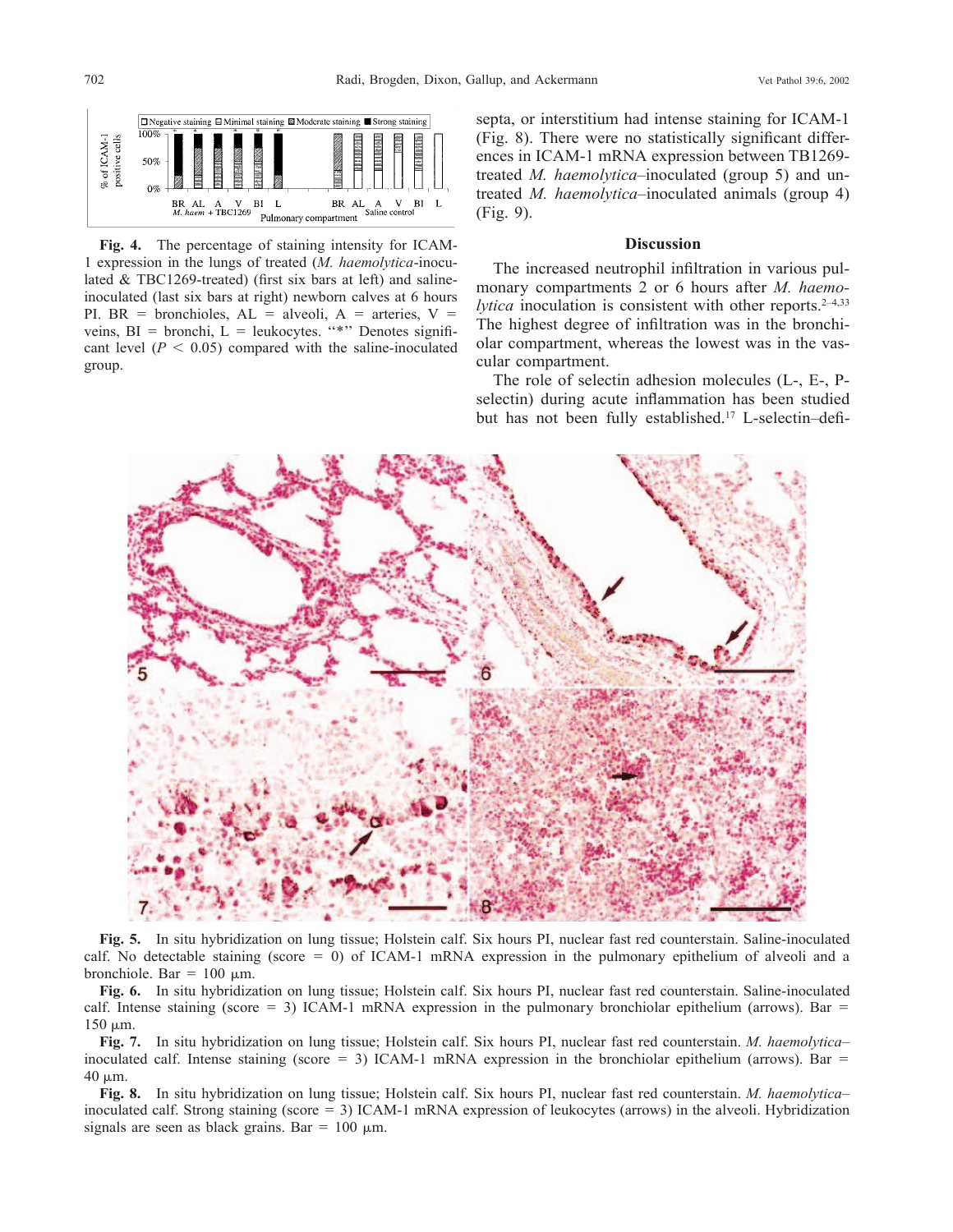**Fig. 4.** The percentage of staining intensity for ICAM-1 expression in the lungs of treated (*M. haemolytica*-inoculated & TBC1269-treated) (first six bars at left) and saline-inoculated (last six bars at right) newborn calves at 6 hours PI. BR = bronchioles, AL = alveoli, A = arteries, V = veins, BI = bronchi, L = leukocytes. "*" Denotes significant level ($P < 0.05$) compared with the saline-inoculated group.

septa, or interstitium had intense staining for ICAM-1 (Fig. 8). There were no statistically significant differences in ICAM-1 mRNA expression between TB1269-treated *M. haemolytica*–inoculated (group 5) and untreated *M. haemolytica*–inoculated animals (group 4) (Fig. 9).

## Discussion

The increased neutrophil infiltration in various pulmonary compartments 2 or 6 hours after *M. haemolytica* inoculation is consistent with other reports.[2–4,33] The highest degree of infiltration was in the bronchiolar compartment, whereas the lowest was in the vascular compartment.

The role of selectin adhesion molecules (L-, E-, P-selectin) during acute inflammation has been studied but has not been fully established.[17] L-selectin–defi-

**Fig. 5.** In situ hybridization on lung tissue; Holstein calf. Six hours PI, nuclear fast red counterstain. Saline-inoculated calf. No detectable staining (score = 0) of ICAM-1 mRNA expression in the pulmonary epithelium of alveoli and a bronchiole. Bar = 100 μm.

**Fig. 6.** In situ hybridization on lung tissue; Holstein calf. Six hours PI, nuclear fast red counterstain. Saline-inoculated calf. Intense staining (score = 3) ICAM-1 mRNA expression in the pulmonary bronchiolar epithelium (arrows). Bar = 150 μm.

**Fig. 7.** In situ hybridization on lung tissue; Holstein calf. Six hours PI, nuclear fast red counterstain. *M. haemolytica*–inoculated calf. Intense staining (score = 3) ICAM-1 mRNA expression in the bronchiolar epithelium (arrows). Bar = 40 μm.

**Fig. 8.** In situ hybridization on lung tissue; Holstein calf. Six hours PI, nuclear fast red counterstain. *M. haemolytica*–inoculated calf. Strong staining (score = 3) ICAM-1 mRNA expression of leukocytes (arrows) in the alveoli. Hybridization signals are seen as black grains. Bar = 100 μm.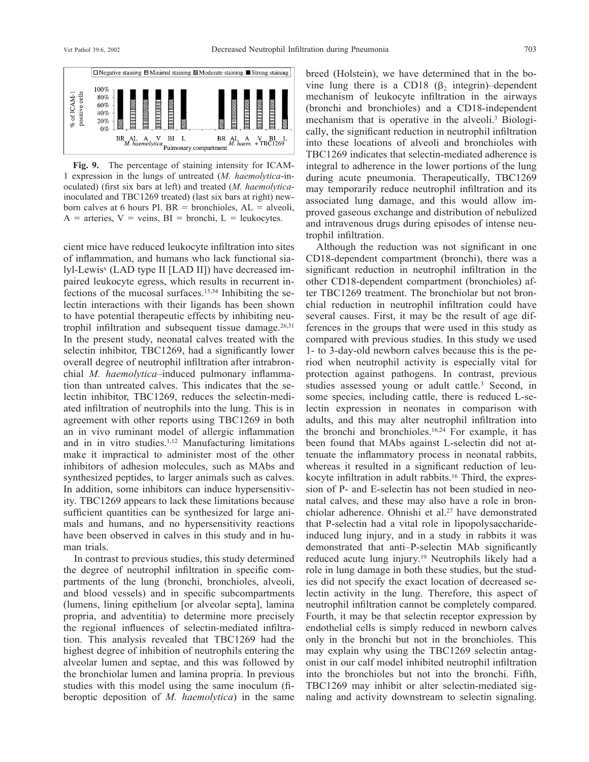**Fig. 9.** The percentage of staining intensity for ICAM-1 expression in the lungs of untreated (*M. haemolytica*-inoculated) (first six bars at left) and treated (*M. haemolytica*-inoculated and TBC1269 treated) (last six bars at right) newborn calves at 6 hours PI. BR = bronchioles, AL = alveoli, A = arteries, V = veins, BI = bronchi, L = leukocytes.

cient mice have reduced leukocyte infiltration into sites of inflammation, and humans who lack functional sialyl-Lewis[x] (LAD type II [LAD II]) have decreased impaired leukocyte egress, which results in recurrent infections of the mucosal surfaces.[15,34] Inhibiting the selectin interactions with their ligands has been shown to have potential therapeutic effects by inhibiting neutrophil infiltration and subsequent tissue damage.[26,31] In the present study, neonatal calves treated with the selectin inhibitor, TBC1269, had a significantly lower overall degree of neutrophil infiltration after intrabronchial *M. haemolytica*–induced pulmonary inflammation than untreated calves. This indicates that the selectin inhibitor, TBC1269, reduces the selectin-mediated infiltration of neutrophils into the lung. This is in agreement with other reports using TBC1269 in both an in vivo ruminant model of allergic inflammation and in in vitro studies.[1,12] Manufacturing limitations make it impractical to administer most of the other inhibitors of adhesion molecules, such as MAbs and synthesized peptides, to larger animals such as calves. In addition, some inhibitors can induce hypersensitivity. TBC1269 appears to lack these limitations because sufficient quantities can be synthesized for large animals and humans, and no hypersensitivity reactions have been observed in calves in this study and in human trials.

In contrast to previous studies, this study determined the degree of neutrophil infiltration in specific compartments of the lung (bronchi, bronchioles, alveoli, and blood vessels) and in specific subcompartments (lumens, lining epithelium [or alveolar septa], lamina propria, and adventitia) to determine more precisely the regional influences of selectin-mediated infiltration. This analysis revealed that TBC1269 had the highest degree of inhibition of neutrophils entering the alveolar lumen and septae, and this was followed by the bronchiolar lumen and lamina propria. In previous studies with this model using the same inoculum (fiberoptic deposition of *M. haemolytica*) in the same breed (Holstein), we have determined that in the bovine lung there is a CD18 ($\beta_2$ integrin)–dependent mechanism of leukocyte infiltration in the airways (bronchi and bronchioles) and a CD18-independent mechanism that is operative in the alveoli.[3] Biologically, the significant reduction in neutrophil infiltration into these locations of alveoli and bronchioles with TBC1269 indicates that selectin-mediated adherence is integral to adherence in the lower portions of the lung during acute pneumonia. Therapeutically, TBC1269 may temporarily reduce neutrophil infiltration and its associated lung damage, and this would allow improved gaseous exchange and distribution of nebulized and intravenous drugs during episodes of intense neutrophil infiltration.

Although the reduction was not significant in one CD18-dependent compartment (bronchi), there was a significant reduction in neutrophil infiltration in the other CD18-dependent compartment (bronchioles) after TBC1269 treatment. The bronchiolar but not bronchial reduction in neutrophil infiltration could have several causes. First, it may be the result of age differences in the groups that were used in this study as compared with previous studies. In this study we used 1- to 3-day-old newborn calves because this is the period when neutrophil activity is especially vital for protection against pathogens. In contrast, previous studies assessed young or adult cattle.[3] Second, in some species, including cattle, there is reduced L-selectin expression in neonates in comparison with adults, and this may alter neutrophil infiltration into the bronchi and bronchioles.[16,24] For example, it has been found that MAbs against L-selectin did not attenuate the inflammatory process in neonatal rabbits, whereas it resulted in a significant reduction of leukocyte infiltration in adult rabbits.[16] Third, the expression of P- and E-selectin has not been studied in neonatal calves, and these may also have a role in bronchiolar adherence. Ohnishi et al.[27] have demonstrated that P-selectin had a vital role in lipopolysaccharide-induced lung injury, and in a study in rabbits it was demonstrated that anti–P-selectin MAb significantly reduced acute lung injury.[19] Neutrophils likely had a role in lung damage in both these studies, but the studies did not specify the exact location of decreased selectin activity in the lung. Therefore, this aspect of neutrophil infiltration cannot be completely compared. Fourth, it may be that selectin receptor expression by endothelial cells is simply reduced in newborn calves only in the bronchi but not in the bronchioles. This may explain why using the TBC1269 selectin antagonist in our calf model inhibited neutrophil infiltration into the bronchioles but not into the bronchi. Fifth, TBC1269 may inhibit or alter selectin-mediated signaling and activity downstream to selectin signaling.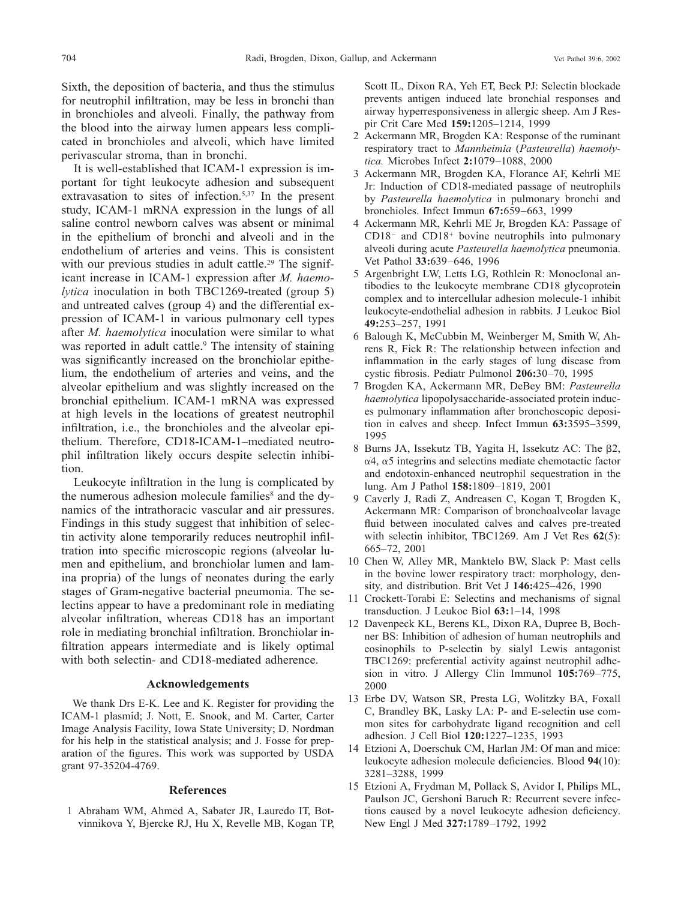Sixth, the deposition of bacteria, and thus the stimulus for neutrophil infiltration, may be less in bronchi than in bronchioles and alveoli. Finally, the pathway from the blood into the airway lumen appears less complicated in bronchioles and alveoli, which have limited perivascular stroma, than in bronchi.

It is well-established that ICAM-1 expression is important for tight leukocyte adhesion and subsequent extravasation to sites of infection.[5,37] In the present study, ICAM-1 mRNA expression in the lungs of all saline control newborn calves was absent or minimal in the epithelium of bronchi and alveoli and in the endothelium of arteries and veins. This is consistent with our previous studies in adult cattle.[29] The significant increase in ICAM-1 expression after *M. haemolytica* inoculation in both TBC1269-treated (group 5) and untreated calves (group 4) and the differential expression of ICAM-1 in various pulmonary cell types after *M. haemolytica* inoculation were similar to what was reported in adult cattle.[9] The intensity of staining was significantly increased on the bronchiolar epithelium, the endothelium of arteries and veins, and the alveolar epithelium and was slightly increased on the bronchial epithelium. ICAM-1 mRNA was expressed at high levels in the locations of greatest neutrophil infiltration, i.e., the bronchioles and the alveolar epithelium. Therefore, CD18-ICAM-1–mediated neutrophil infiltration likely occurs despite selectin inhibition.

Leukocyte infiltration in the lung is complicated by the numerous adhesion molecule families[8] and the dynamics of the intrathoracic vascular and air pressures. Findings in this study suggest that inhibition of selectin activity alone temporarily reduces neutrophil infiltration into specific microscopic regions (alveolar lumen and epithelium, and bronchiolar lumen and lamina propria) of the lungs of neonates during the early stages of Gram-negative bacterial pneumonia. The selectins appear to have a predominant role in mediating alveolar infiltration, whereas CD18 has an important role in mediating bronchial infiltration. Bronchiolar infiltration appears intermediate and is likely optimal with both selectin- and CD18-mediated adherence.

## Acknowledgements

We thank Drs E-K. Lee and K. Register for providing the ICAM-1 plasmid; J. Nott, E. Snook, and M. Carter, Carter Image Analysis Facility, Iowa State University; D. Nordman for his help in the statistical analysis; and J. Fosse for preparation of the figures. This work was supported by USDA grant 97-35204-4769.

## References

1 Abraham WM, Ahmed A, Sabater JR, Lauredo IT, Botvinnikova Y, Bjercke RJ, Hu X, Revelle MB, Kogan TP, Scott IL, Dixon RA, Yeh ET, Beck PJ: Selectin blockade prevents antigen induced late bronchial responses and airway hyperresponsiveness in allergic sheep. Am J Respir Crit Care Med **159:**1205–1214, 1999

2 Ackermann MR, Brogden KA: Response of the ruminant respiratory tract to *Mannheimia* (*Pasteurella*) *haemolytica.* Microbes Infect **2:**1079–1088, 2000

3 Ackermann MR, Brogden KA, Florance AF, Kehrli ME Jr: Induction of CD18-mediated passage of neutrophils by *Pasteurella haemolytica* in pulmonary bronchi and bronchioles. Infect Immun **67:**659–663, 1999

4 Ackermann MR, Kehrli ME Jr, Brogden KA: Passage of $CD18^-$ and $CD18^+$ bovine neutrophils into pulmonary alveoli during acute *Pasteurella haemolytica* pneumonia. Vet Pathol **33:**639–646, 1996

5 Argenbright LW, Letts LG, Rothlein R: Monoclonal antibodies to the leukocyte membrane CD18 glycoprotein complex and to intercellular adhesion molecule-1 inhibit leukocyte-endothelial adhesion in rabbits. J Leukoc Biol **49:**253–257, 1991

6 Balough K, McCubbin M, Weinberger M, Smith W, Ahrens R, Fick R: The relationship between infection and inflammation in the early stages of lung disease from cystic fibrosis. Pediatr Pulmonol **206:**30–70, 1995

7 Brogden KA, Ackermann MR, DeBey BM: *Pasteurella haemolytica* lipopolysaccharide-associated protein induces pulmonary inflammation after bronchoscopic deposition in calves and sheep. Infect Immun **63:**3595–3599, 1995

8 Burns JA, Issekutz TB, Yagita H, Issekutz AC: The β2, α4, α5 integrins and selectins mediate chemotactic factor and endotoxin-enhanced neutrophil sequestration in the lung. Am J Pathol **158:**1809–1819, 2001

9 Caverly J, Radi Z, Andreasen C, Kogan T, Brogden K, Ackermann MR: Comparison of bronchoalveolar lavage fluid between inoculated calves and calves pre-treated with selectin inhibitor, TBC1269. Am J Vet Res **62**(5): 665–72, 2001

10 Chen W, Alley MR, Manktelo BW, Slack P: Mast cells in the bovine lower respiratory tract: morphology, density, and distribution. Brit Vet J **146:**425–426, 1990

11 Crockett-Torabi E: Selectins and mechanisms of signal transduction. J Leukoc Biol **63:**1–14, 1998

12 Davenpeck KL, Berens KL, Dixon RA, Dupree B, Bochner BS: Inhibition of adhesion of human neutrophils and eosinophils to P-selectin by sialyl Lewis antagonist TBC1269: preferential activity against neutrophil adhesion in vitro. J Allergy Clin Immunol **105:**769–775, 2000

13 Erbe DV, Watson SR, Presta LG, Wolitzky BA, Foxall C, Brandley BK, Lasky LA: P- and E-selectin use common sites for carbohydrate ligand recognition and cell adhesion. J Cell Biol **120:**1227–1235, 1993

14 Etzioni A, Doerschuk CM, Harlan JM: Of man and mice: leukocyte adhesion molecule deficiencies. Blood **94**(10): 3281–3288, 1999

15 Etzioni A, Frydman M, Pollack S, Avidor I, Philips ML, Paulson JC, Gershoni Baruch R: Recurrent severe infections caused by a novel leukocyte adhesion deficiency. New Engl J Med **327:**1789–1792, 1992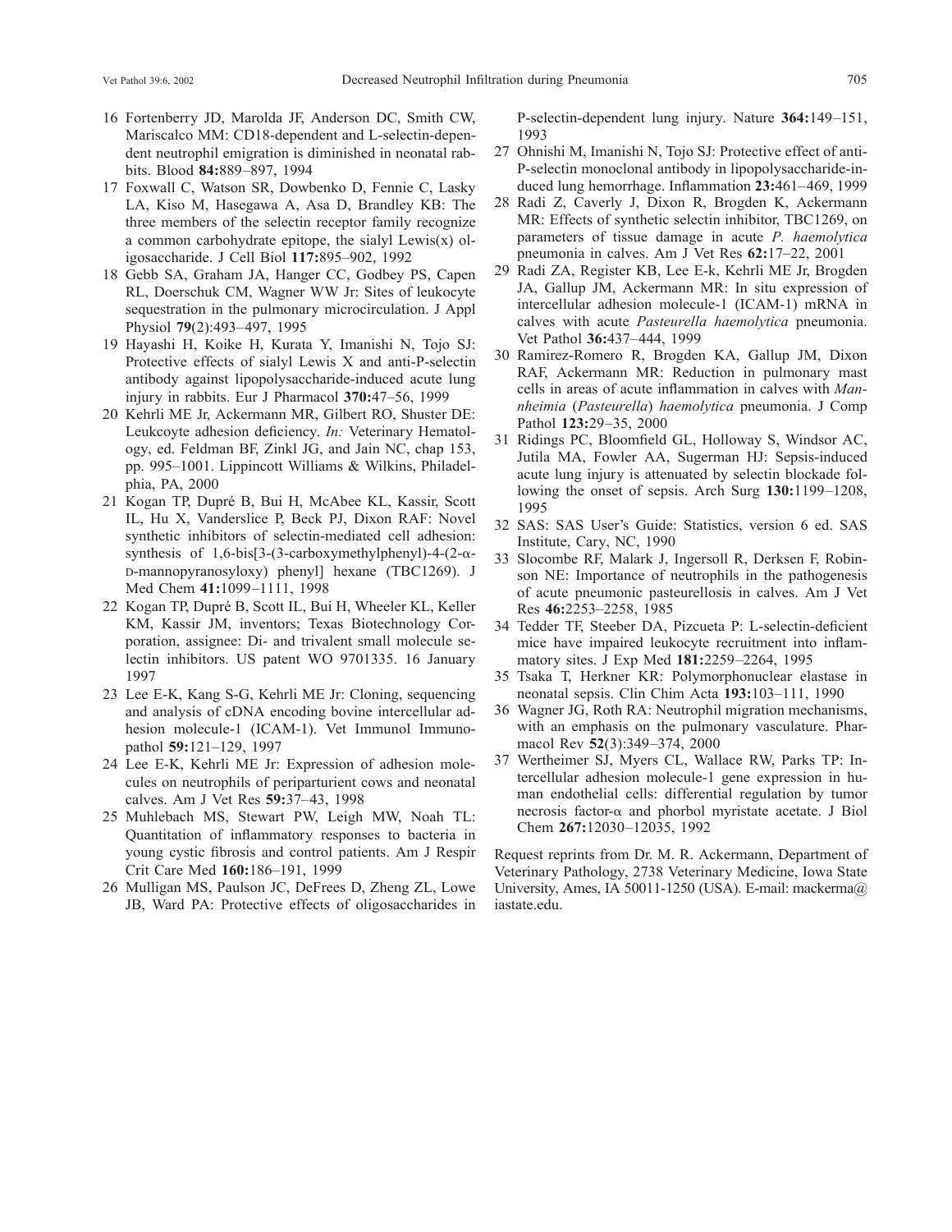16 Fortenberry JD, Marolda JF, Anderson DC, Smith CW, Mariscalco MM: CD18-dependent and L-selectin-dependent neutrophil emigration is diminished in neonatal rabbits. Blood **84:**889–897, 1994

17 Foxwall C, Watson SR, Dowbenko D, Fennie C, Lasky LA, Kiso M, Hasegawa A, Asa D, Brandley KB: The three members of the selectin receptor family recognize a common carbohydrate epitope, the sialyl Lewis(x) oligosaccharide. J Cell Biol **117:**895–902, 1992

18 Gebb SA, Graham JA, Hanger CC, Godbey PS, Capen RL, Doerschuk CM, Wagner WW Jr: Sites of leukocyte sequestration in the pulmonary microcirculation. J Appl Physiol **79**(2):493–497, 1995

19 Hayashi H, Koike H, Kurata Y, Imanishi N, Tojo SJ: Protective effects of sialyl Lewis X and anti-P-selectin antibody against lipopolysaccharide-induced acute lung injury in rabbits. Eur J Pharmacol **370:**47–56, 1999

20 Kehrli ME Jr, Ackermann MR, Gilbert RO, Shuster DE: Leukcoyte adhesion deficiency. *In:* Veterinary Hematology, ed. Feldman BF, Zinkl JG, and Jain NC, chap 153, pp. 995–1001. Lippincott Williams & Wilkins, Philadelphia, PA, 2000

21 Kogan TP, Dupré B, Bui H, McAbee KL, Kassir, Scott IL, Hu X, Vanderslice P, Beck PJ, Dixon RAF: Novel synthetic inhibitors of selectin-mediated cell adhesion: synthesis of 1,6-bis[3-(3-carboxymethylphenyl)-4-(2-α-D-mannopyranosyloxy) phenyl] hexane (TBC1269). J Med Chem **41:**1099–1111, 1998

22 Kogan TP, Dupré B, Scott IL, Bui H, Wheeler KL, Keller KM, Kassir JM, inventors; Texas Biotechnology Corporation, assignee: Di- and trivalent small molecule selectin inhibitors. US patent WO 9701335. 16 January 1997

23 Lee E-K, Kang S-G, Kehrli ME Jr: Cloning, sequencing and analysis of cDNA encoding bovine intercellular adhesion molecule-1 (ICAM-1). Vet Immunol Immunopathol **59:**121–129, 1997

24 Lee E-K, Kehrli ME Jr: Expression of adhesion molecules on neutrophils of periparturient cows and neonatal calves. Am J Vet Res **59:**37–43, 1998

25 Muhlebach MS, Stewart PW, Leigh MW, Noah TL: Quantitation of inflammatory responses to bacteria in young cystic fibrosis and control patients. Am J Respir Crit Care Med **160:**186–191, 1999

26 Mulligan MS, Paulson JC, DeFrees D, Zheng ZL, Lowe JB, Ward PA: Protective effects of oligosaccharides in P-selectin-dependent lung injury. Nature **364:**149–151, 1993

27 Ohnishi M, Imanishi N, Tojo SJ: Protective effect of anti-P-selectin monoclonal antibody in lipopolysaccharide-induced lung hemorrhage. Inflammation **23:**461–469, 1999

28 Radi Z, Caverly J, Dixon R, Brogden K, Ackermann MR: Effects of synthetic selectin inhibitor, TBC1269, on parameters of tissue damage in acute *P. haemolytica* pneumonia in calves. Am J Vet Res **62:**17–22, 2001

29 Radi ZA, Register KB, Lee E-k, Kehrli ME Jr, Brogden JA, Gallup JM, Ackermann MR: In situ expression of intercellular adhesion molecule-1 (ICAM-1) mRNA in calves with acute *Pasteurella haemolytica* pneumonia. Vet Pathol **36:**437–444, 1999

30 Ramirez-Romero R, Brogden KA, Gallup JM, Dixon RAF, Ackermann MR: Reduction in pulmonary mast cells in areas of acute inflammation in calves with *Mannheimia* (*Pasteurella*) *haemolytica* pneumonia. J Comp Pathol **123:**29–35, 2000

31 Ridings PC, Bloomfield GL, Holloway S, Windsor AC, Jutila MA, Fowler AA, Sugerman HJ: Sepsis-induced acute lung injury is attenuated by selectin blockade following the onset of sepsis. Arch Surg **130:**1199–1208, 1995

32 SAS: SAS User's Guide: Statistics, version 6 ed. SAS Institute, Cary, NC, 1990

33 Slocombe RF, Malark J, Ingersoll R, Derksen F, Robinson NE: Importance of neutrophils in the pathogenesis of acute pneumonic pasteurellosis in calves. Am J Vet Res **46:**2253–2258, 1985

34 Tedder TF, Steeber DA, Pizcueta P: L-selectin-deficient mice have impaired leukocyte recruitment into inflammatory sites. J Exp Med **181:**2259–2264, 1995

35 Tsaka T, Herkner KR: Polymorphonuclear elastase in neonatal sepsis. Clin Chim Acta **193:**103–111, 1990

36 Wagner JG, Roth RA: Neutrophil migration mechanisms, with an emphasis on the pulmonary vasculature. Pharmacol Rev **52**(3):349–374, 2000

37 Wertheimer SJ, Myers CL, Wallace RW, Parks TP: Intercellular adhesion molecule-1 gene expression in human endothelial cells: differential regulation by tumor necrosis factor-α and phorbol myristate acetate. J Biol Chem **267:**12030–12035, 1992

Request reprints from Dr. M. R. Ackermann, Department of Veterinary Pathology, 2738 Veterinary Medicine, Iowa State University, Ames, IA 50011-1250 (USA). E-mail: mackerma@iastate.edu.